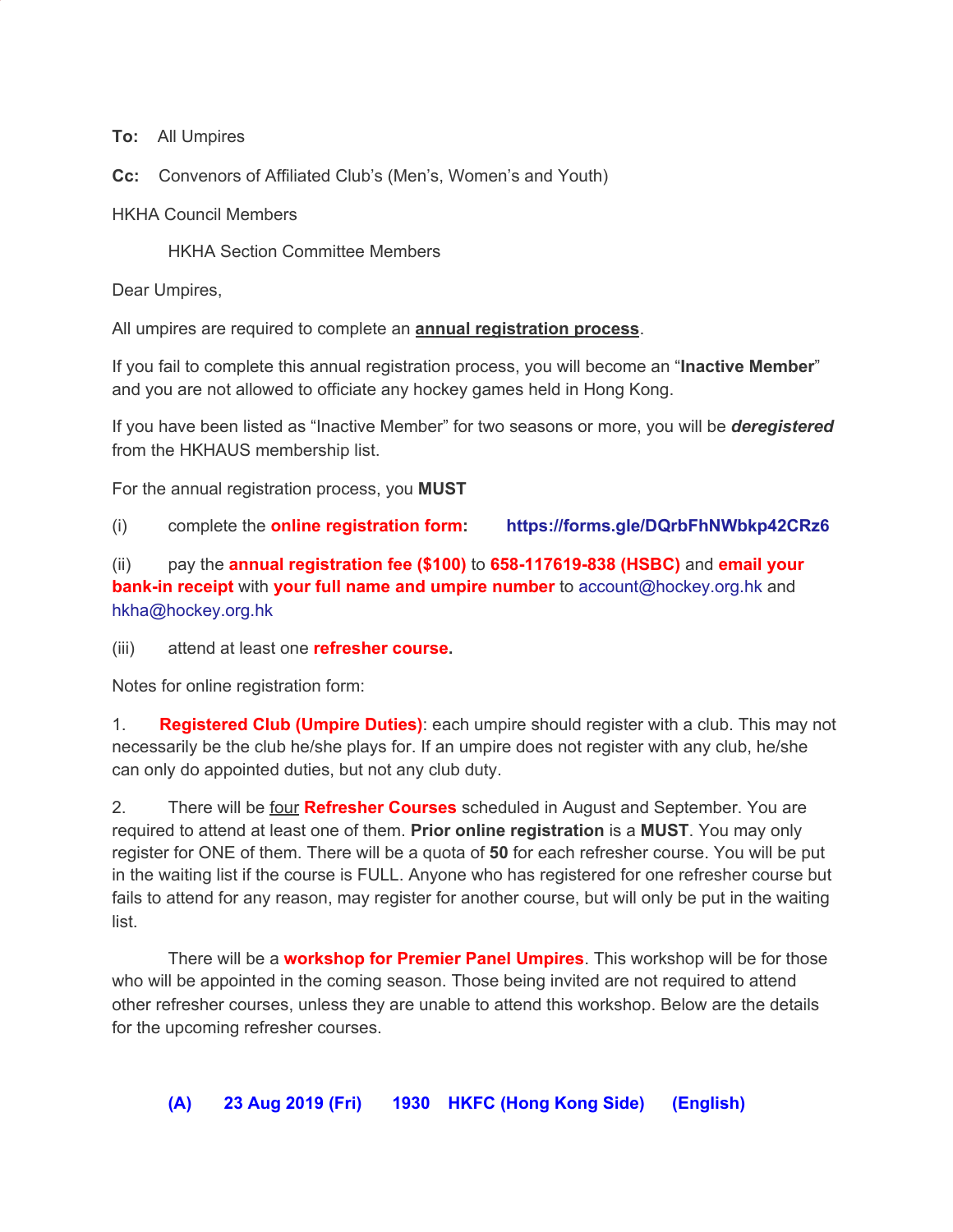**To:** All Umpires

**Cc:** Convenors of Affiliated Club's (Men's, Women's and Youth)

HKHA Council Members

HKHA Section Committee Members

Dear Umpires,

All umpires are required to complete an **annual registration process**.

If you fail to complete this annual registration process, you will become an "**Inactive Member**" and you are not allowed to officiate any hockey games held in Hong Kong.

If you have been listed as "Inactive Member" for two seasons or more, you will be ***deregistered*** from the HKHAUS membership list.

For the annual registration process, you **MUST**

(i) complete the **online registration form**: **https://forms.gle/DQrbFhNWbkp42CRz6**

(ii) pay the **annual registration fee ($100)** to **658-117619-838 (HSBC)** and **email your bank-in receipt** with **your full name and umpire number** to account@hockey.org.hk and hkha@hockey.org.hk

(iii) attend at least one **refresher course.**

Notes for online registration form:

1. **Registered Club (Umpire Duties)**: each umpire should register with a club. This may not necessarily be the club he/she plays for. If an umpire does not register with any club, he/she can only do appointed duties, but not any club duty.

2. There will be four **Refresher Courses** scheduled in August and September. You are required to attend at least one of them. **Prior online registration** is a **MUST**. You may only register for ONE of them. There will be a quota of **50** for each refresher course. You will be put in the waiting list if the course is FULL. Anyone who has registered for one refresher course but fails to attend for any reason, may register for another course, but will only be put in the waiting list.

There will be a **workshop for Premier Panel Umpires**. This workshop will be for those who will be appointed in the coming season. Those being invited are not required to attend other refresher courses, unless they are unable to attend this workshop. Below are the details for the upcoming refresher courses.

**(A) 23 Aug 2019 (Fri) 1930 HKFC (Hong Kong Side) (English)**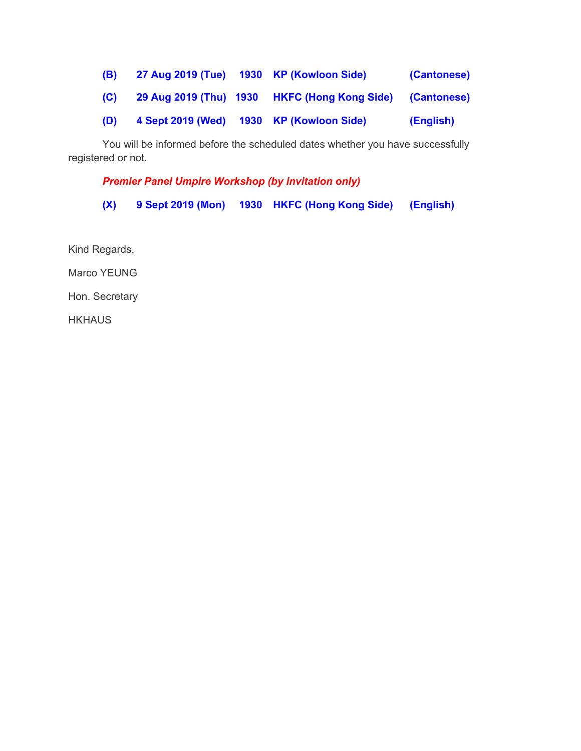**(B) 27 Aug 2019 (Tue) 1930 KP (Kowloon Side) (Cantonese)**

**(C) 29 Aug 2019 (Thu) 1930 HKFC (Hong Kong Side) (Cantonese)**

**(D) 4 Sept 2019 (Wed) 1930 KP (Kowloon Side) (English)**

You will be informed before the scheduled dates whether you have successfully registered or not.

***Premier Panel Umpire Workshop (by invitation only)***

**(X) 9 Sept 2019 (Mon) 1930 HKFC (Hong Kong Side) (English)**

Kind Regards,

Marco YEUNG

Hon. Secretary

HKHAUS